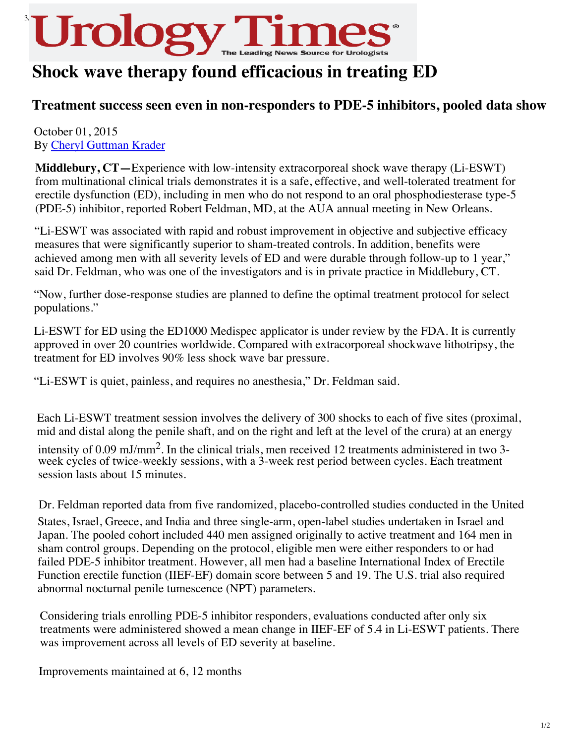# Urology Times

The Leading News Source for Urologists

# Shock wave therapy found efficacious in treating ED

## Treatment success seen even in non-responders to PDE-5 inhibitors, pooled data show

October 01, 2015
By Cheryl Guttman Krader

**Middlebury, CT—**Experience with low-intensity extracorporeal shock wave therapy (Li-ESWT) from multinational clinical trials demonstrates it is a safe, effective, and well-tolerated treatment for erectile dysfunction (ED), including in men who do not respond to an oral phosphodiesterase type-5 (PDE-5) inhibitor, reported Robert Feldman, MD, at the AUA annual meeting in New Orleans.

"Li-ESWT was associated with rapid and robust improvement in objective and subjective efficacy measures that were significantly superior to sham-treated controls. In addition, benefits were achieved among men with all severity levels of ED and were durable through follow-up to 1 year," said Dr. Feldman, who was one of the investigators and is in private practice in Middlebury, CT.

"Now, further dose-response studies are planned to define the optimal treatment protocol for select populations."

Li-ESWT for ED using the ED1000 Medispec applicator is under review by the FDA. It is currently approved in over 20 countries worldwide. Compared with extracorporeal shockwave lithotripsy, the treatment for ED involves 90% less shock wave bar pressure.

"Li-ESWT is quiet, painless, and requires no anesthesia," Dr. Feldman said.

Each Li-ESWT treatment session involves the delivery of 300 shocks to each of five sites (proximal, mid and distal along the penile shaft, and on the right and left at the level of the crura) at an energy intensity of 0.09 $mJ/mm^2$. In the clinical trials, men received 12 treatments administered in two 3-week cycles of twice-weekly sessions, with a 3-week rest period between cycles. Each treatment session lasts about 15 minutes.

Dr. Feldman reported data from five randomized, placebo-controlled studies conducted in the United States, Israel, Greece, and India and three single-arm, open-label studies undertaken in Israel and Japan. The pooled cohort included 440 men assigned originally to active treatment and 164 men in sham control groups. Depending on the protocol, eligible men were either responders to or had failed PDE-5 inhibitor treatment. However, all men had a baseline International Index of Erectile Function erectile function (IIEF-EF) domain score between 5 and 19. The U.S. trial also required abnormal nocturnal penile tumescence (NPT) parameters.

Considering trials enrolling PDE-5 inhibitor responders, evaluations conducted after only six treatments were administered showed a mean change in IIEF-EF of 5.4 in Li-ESWT patients. There was improvement across all levels of ED severity at baseline.

Improvements maintained at 6, 12 months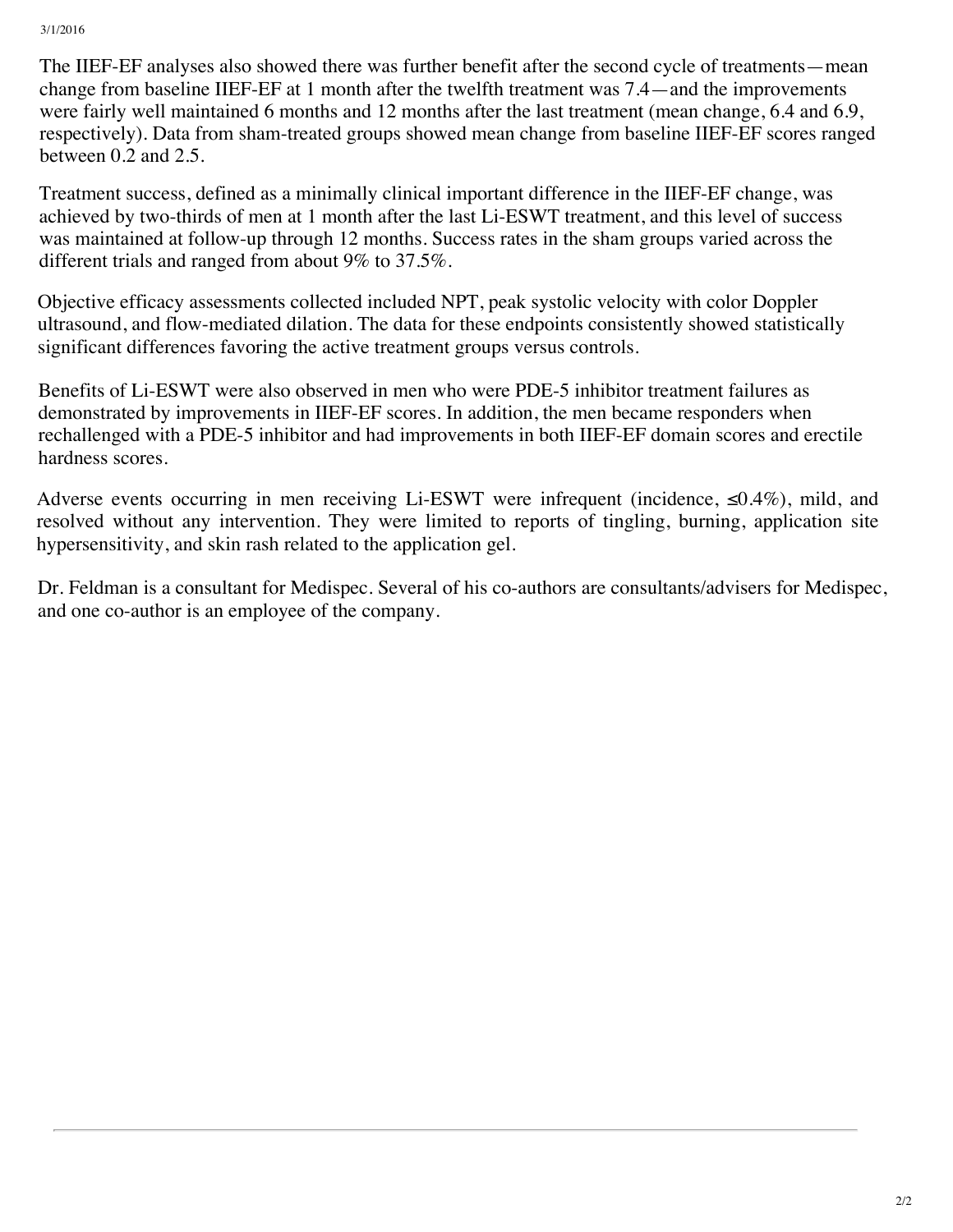The IIEF-EF analyses also showed there was further benefit after the second cycle of treatments—mean change from baseline IIEF-EF at 1 month after the twelfth treatment was 7.4—and the improvements were fairly well maintained 6 months and 12 months after the last treatment (mean change, 6.4 and 6.9, respectively). Data from sham-treated groups showed mean change from baseline IIEF-EF scores ranged between 0.2 and 2.5.

Treatment success, defined as a minimally clinical important difference in the IIEF-EF change, was achieved by two-thirds of men at 1 month after the last Li-ESWT treatment, and this level of success was maintained at follow-up through 12 months. Success rates in the sham groups varied across the different trials and ranged from about 9% to 37.5%.

Objective efficacy assessments collected included NPT, peak systolic velocity with color Doppler ultrasound, and flow-mediated dilation. The data for these endpoints consistently showed statistically significant differences favoring the active treatment groups versus controls.

Benefits of Li-ESWT were also observed in men who were PDE-5 inhibitor treatment failures as demonstrated by improvements in IIEF-EF scores. In addition, the men became responders when rechallenged with a PDE-5 inhibitor and had improvements in both IIEF-EF domain scores and erectile hardness scores.

Adverse events occurring in men receiving Li-ESWT were infrequent (incidence, ≤0.4%), mild, and resolved without any intervention. They were limited to reports of tingling, burning, application site hypersensitivity, and skin rash related to the application gel.

Dr. Feldman is a consultant for Medispec. Several of his co-authors are consultants/advisers for Medispec, and one co-author is an employee of the company.